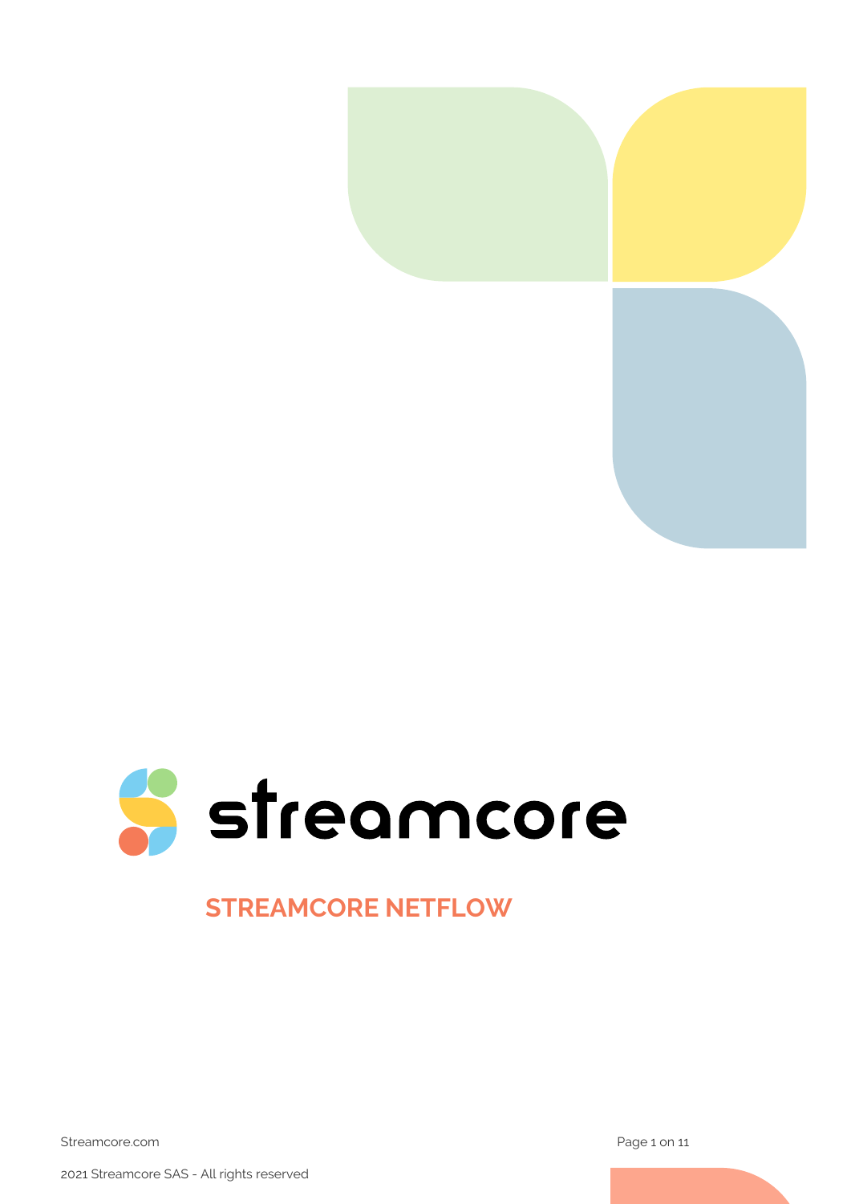streamcore

# STREAMCORE NETFLOW

Streamcore.com

2021 Streamcore SAS - All rights reserved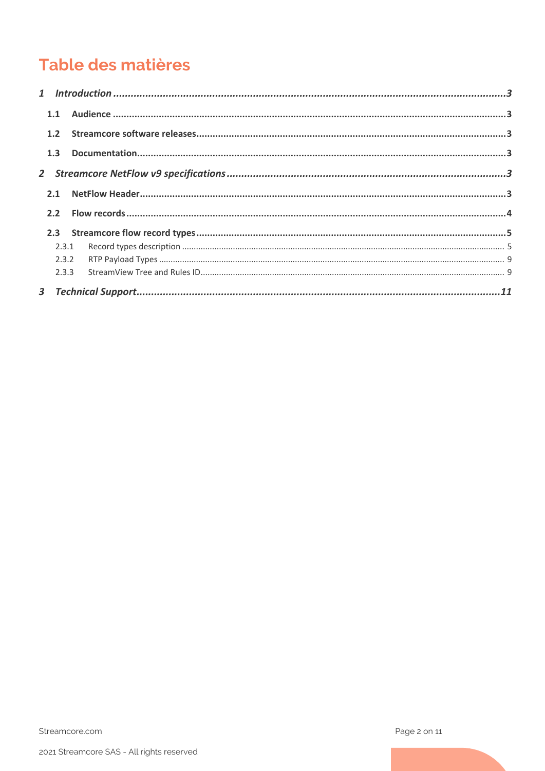# Table des matières

*1 Introduction ........................................................................................ 3*

**1.1 Audience ........................................................................................ 3**

**1.2 Streamcore software releases ........................................................................................ 3**

**1.3 Documentation ........................................................................................ 3**

*2 Streamcore NetFlow v9 specifications ........................................................................................ 3*

**2.1 NetFlow Header ........................................................................................ 3**

**2.2 Flow records ........................................................................................ 4**

**2.3 Streamcore flow record types ........................................................................................ 5**

2.3.1 Record types description ........................................................................................ 5

2.3.2 RTP Payload Types ........................................................................................ 9

2.3.3 StreamView Tree and Rules ID ........................................................................................ 9

*3 Technical Support ........................................................................................ 11*

Streamcore.com

2021 Streamcore SAS - All rights reserved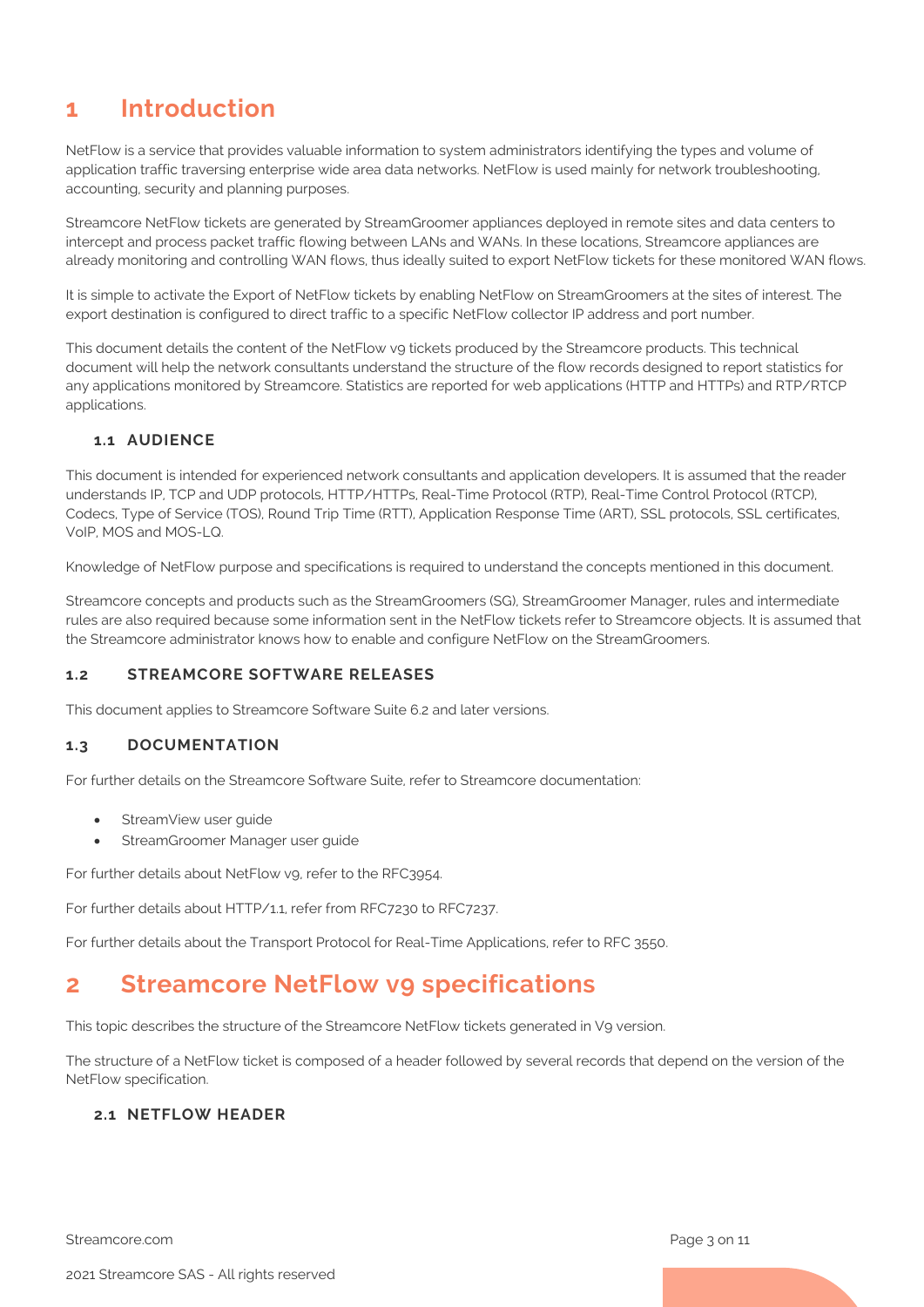# 1 Introduction

NetFlow is a service that provides valuable information to system administrators identifying the types and volume of application traffic traversing enterprise wide area data networks. NetFlow is used mainly for network troubleshooting, accounting, security and planning purposes.

Streamcore NetFlow tickets are generated by StreamGroomer appliances deployed in remote sites and data centers to intercept and process packet traffic flowing between LANs and WANs. In these locations, Streamcore appliances are already monitoring and controlling WAN flows, thus ideally suited to export NetFlow tickets for these monitored WAN flows.

It is simple to activate the Export of NetFlow tickets by enabling NetFlow on StreamGroomers at the sites of interest. The export destination is configured to direct traffic to a specific NetFlow collector IP address and port number.

This document details the content of the NetFlow v9 tickets produced by the Streamcore products. This technical document will help the network consultants understand the structure of the flow records designed to report statistics for any applications monitored by Streamcore. Statistics are reported for web applications (HTTP and HTTPs) and RTP/RTCP applications.

## 1.1 AUDIENCE

This document is intended for experienced network consultants and application developers. It is assumed that the reader understands IP, TCP and UDP protocols, HTTP/HTTPs, Real-Time Protocol (RTP), Real-Time Control Protocol (RTCP), Codecs, Type of Service (TOS), Round Trip Time (RTT), Application Response Time (ART), SSL protocols, SSL certificates, VoIP, MOS and MOS-LQ.

Knowledge of NetFlow purpose and specifications is required to understand the concepts mentioned in this document.

Streamcore concepts and products such as the StreamGroomers (SG), StreamGroomer Manager, rules and intermediate rules are also required because some information sent in the NetFlow tickets refer to Streamcore objects. It is assumed that the Streamcore administrator knows how to enable and configure NetFlow on the StreamGroomers.

## 1.2 STREAMCORE SOFTWARE RELEASES

This document applies to Streamcore Software Suite 6.2 and later versions.

## 1.3 DOCUMENTATION

For further details on the Streamcore Software Suite, refer to Streamcore documentation:

- StreamView user guide
- StreamGroomer Manager user guide

For further details about NetFlow v9, refer to the RFC3954.

For further details about HTTP/1.1, refer from RFC7230 to RFC7237.

For further details about the Transport Protocol for Real-Time Applications, refer to RFC 3550.

# 2 Streamcore NetFlow v9 specifications

This topic describes the structure of the Streamcore NetFlow tickets generated in V9 version.

The structure of a NetFlow ticket is composed of a header followed by several records that depend on the version of the NetFlow specification.

## 2.1 NETFLOW HEADER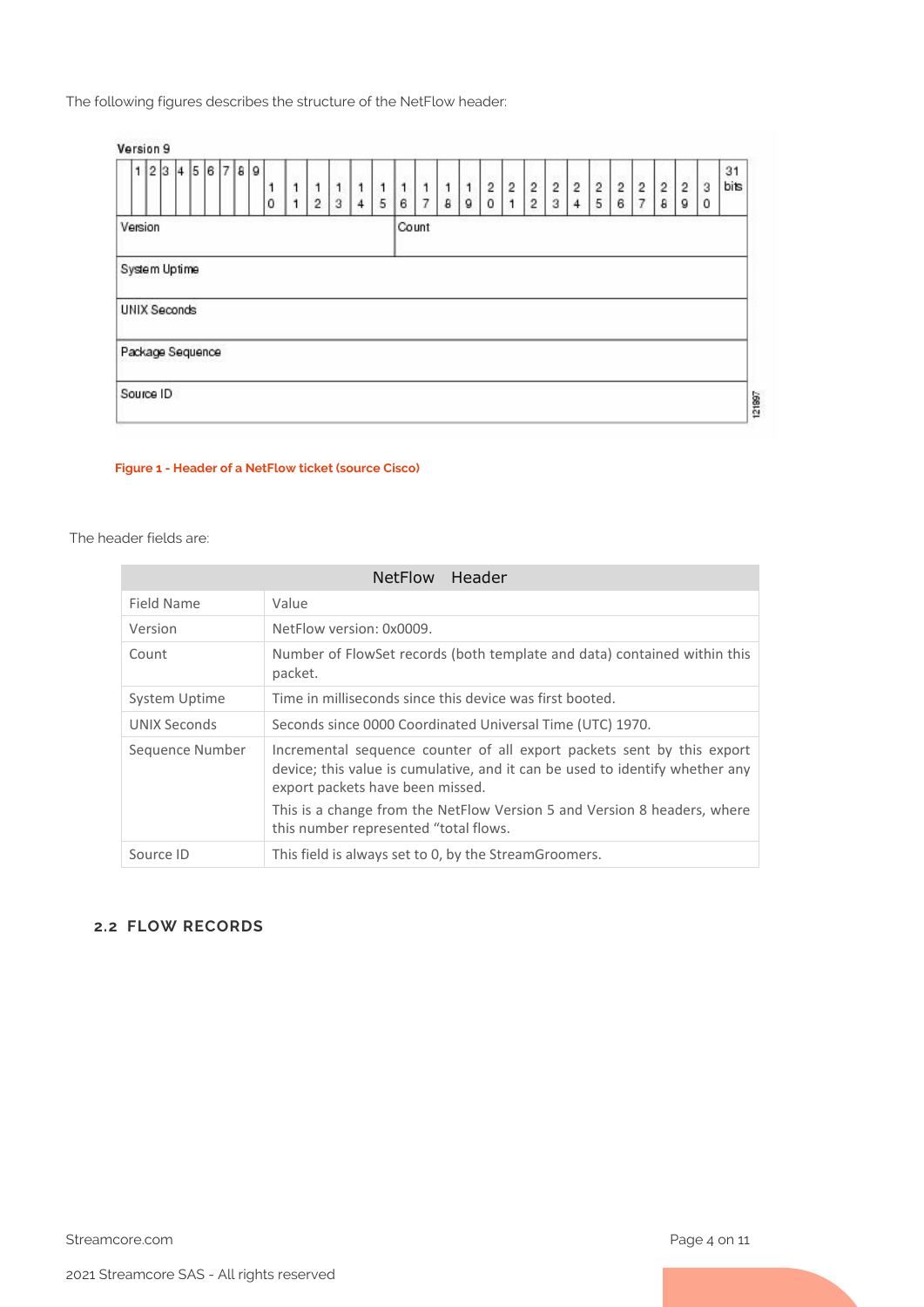The following figures describes the structure of the NetFlow header:

| Version 9 | |
|---|---|
| Version | Count |
| System Uptime | |
| UNIX Seconds | |
| Package Sequence | |
| Source ID | |

Figure 1 - Header of a NetFlow ticket (source Cisco)

The header fields are:

| NetFlow Header | |
|---|---|
| Field Name | Value |
| Version | NetFlow version: 0x0009. |
| Count | Number of FlowSet records (both template and data) contained within this packet. |
| System Uptime | Time in milliseconds since this device was first booted. |
| UNIX Seconds | Seconds since 0000 Coordinated Universal Time (UTC) 1970. |
| Sequence Number | Incremental sequence counter of all export packets sent by this export device; this value is cumulative, and it can be used to identify whether any export packets have been missed. This is a change from the NetFlow Version 5 and Version 8 headers, where this number represented "total flows. |
| Source ID | This field is always set to 0, by the StreamGroomers. |

## 2.2 FLOW RECORDS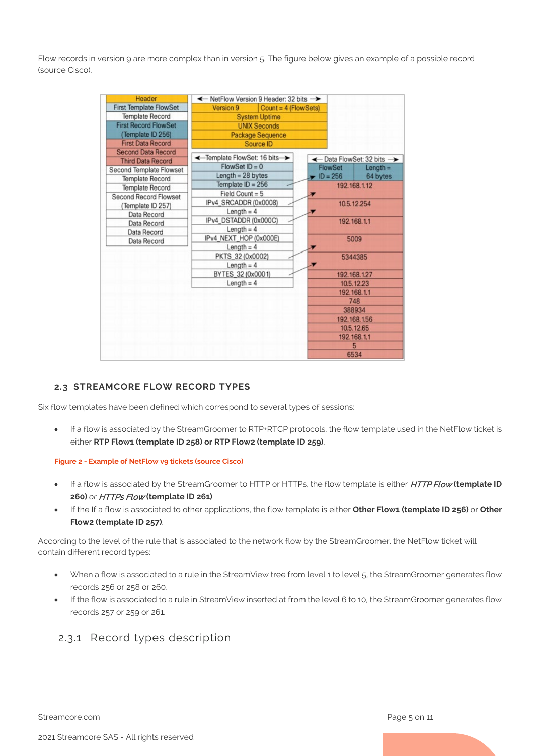Flow records in version 9 are more complex than in version 5. The figure below gives an example of a possible record (source Cisco).

## 2.3 STREAMCORE FLOW RECORD TYPES

Six flow templates have been defined which correspond to several types of sessions:

- If a flow is associated by the StreamGroomer to RTP+RTCP protocols, the flow template used in the NetFlow ticket is either **RTP Flow1 (template ID 258) or RTP Flow2 (template ID 259)**.

Figure 2 - Example of NetFlow v9 tickets (source Cisco)

- If a flow is associated by the StreamGroomer to HTTP or HTTPs, the flow template is either ***HTTP Flow* (template ID 260)** *or* ***HTTPs Flow* (template ID 261)**.
- If the If a flow is associated to other applications, the flow template is either **Other Flow1 (template ID 256)** or **Other Flow2 (template ID 257)**.

According to the level of the rule that is associated to the network flow by the StreamGroomer, the NetFlow ticket will contain different record types:

- When a flow is associated to a rule in the StreamView tree from level 1 to level 5, the StreamGroomer generates flow records 256 or 258 or 260.
- If the flow is associated to a rule in StreamView inserted at from the level 6 to 10, the StreamGroomer generates flow records 257 or 259 or 261.

### 2.3.1 Record types description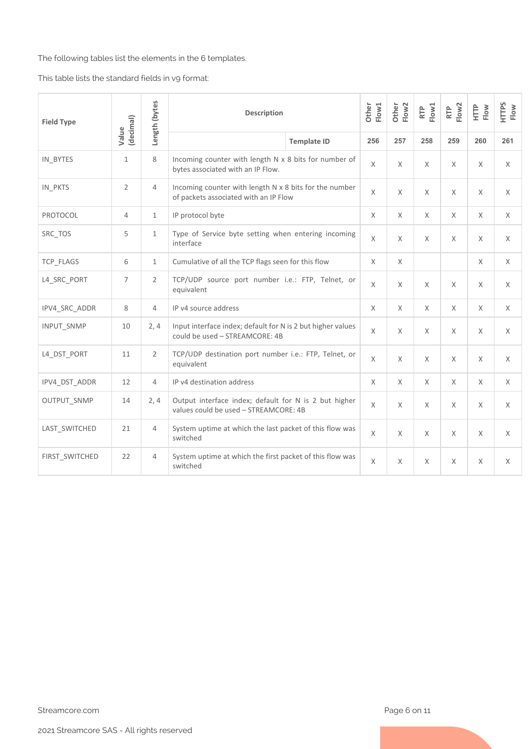The following tables list the elements in the 6 templates.

This table lists the standard fields in v9 format:

| Field Type | Value (decimal) | Length (bytes | Description | | Other Flow1 | Other Flow2 | RTP Flow1 | RTP Flow2 | HTTP Flow | HTTPS Flow |
|---|---|---|---|---|---|---|---|---|---|---|
| | | | | Template ID | 256 | 257 | 258 | 259 | 260 | 261 |
| IN_BYTES | 1 | 8 | Incoming counter with length N x 8 bits for number of bytes associated with an IP Flow. | | X | X | X | X | X | X |
| IN_PKTS | 2 | 4 | Incoming counter with length N x 8 bits for the number of packets associated with an IP Flow | | X | X | X | X | X | X |
| PROTOCOL | 4 | 1 | IP protocol byte | | X | X | X | X | X | X |
| SRC_TOS | 5 | 1 | Type of Service byte setting when entering incoming interface | | X | X | X | X | X | X |
| TCP_FLAGS | 6 | 1 | Cumulative of all the TCP flags seen for this flow | | X | X | | | X | X |
| L4_SRC_PORT | 7 | 2 | TCP/UDP source port number i.e.: FTP, Telnet, or equivalent | | X | X | X | X | X | X |
| IPV4_SRC_ADDR | 8 | 4 | IP v4 source address | | X | X | X | X | X | X |
| INPUT_SNMP | 10 | 2, 4 | Input interface index; default for N is 2 but higher values could be used – STREAMCORE: 4B | | X | X | X | X | X | X |
| L4_DST_PORT | 11 | 2 | TCP/UDP destination port number i.e.: FTP, Telnet, or equivalent | | X | X | X | X | X | X |
| IPV4_DST_ADDR | 12 | 4 | IP v4 destination address | | X | X | X | X | X | X |
| OUTPUT_SNMP | 14 | 2, 4 | Output interface index; default for N is 2 but higher values could be used – STREAMCORE: 4B | | X | X | X | X | X | X |
| LAST_SWITCHED | 21 | 4 | System uptime at which the last packet of this flow was switched | | X | X | X | X | X | X |
| FIRST_SWITCHED | 22 | 4 | System uptime at which the first packet of this flow was switched | | X | X | X | X | X | X |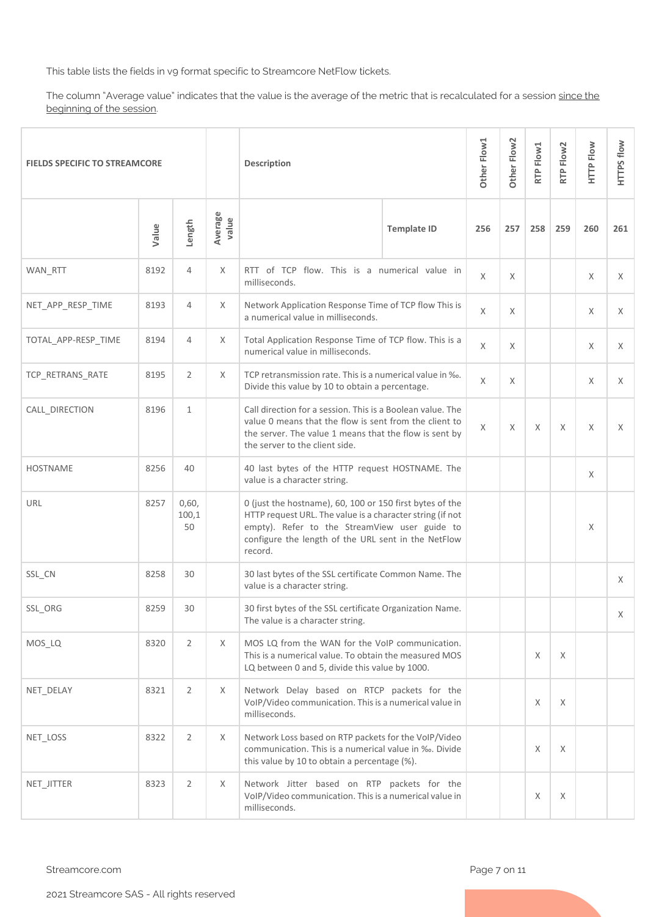This table lists the fields in v9 format specific to Streamcore NetFlow tickets.

The column "Average value" indicates that the value is the average of the metric that is recalculated for a session since the beginning of the session.

| FIELDS SPECIFIC TO STREAMCORE | | | | Description | | Other Flow1 | Other Flow2 | RTP Flow1 | RTP Flow2 | HTTP Flow | HTTPS flow |
|---|---|---|---|---|---|---|---|---|---|---|---|
| | Value | Length | Average value | | Template ID | 256 | 257 | 258 | 259 | 260 | 261 |
| WAN_RTT | 8192 | 4 | X | RTT of TCP flow. This is a numerical value in milliseconds. | | X | X | | | X | X |
| NET_APP_RESP_TIME | 8193 | 4 | X | Network Application Response Time of TCP flow This is a numerical value in milliseconds. | | X | X | | | X | X |
| TOTAL_APP-RESP_TIME | 8194 | 4 | X | Total Application Response Time of TCP flow. This is a numerical value in milliseconds. | | X | X | | | X | X |
| TCP_RETRANS_RATE | 8195 | 2 | X | TCP retransmission rate. This is a numerical value in ‰. Divide this value by 10 to obtain a percentage. | | X | X | | | X | X |
| CALL_DIRECTION | 8196 | 1 | | Call direction for a session. This is a Boolean value. The value 0 means that the flow is sent from the client to the server. The value 1 means that the flow is sent by the server to the client side. | | X | X | X | X | X | X |
| HOSTNAME | 8256 | 40 | | 40 last bytes of the HTTP request HOSTNAME. The value is a character string. | | | | | | X | |
| URL | 8257 | 0,60, 100,150 | | 0 (just the hostname), 60, 100 or 150 first bytes of the HTTP request URL. The value is a character string (if not empty). Refer to the StreamView user guide to configure the length of the URL sent in the NetFlow record. | | | | | | X | |
| SSL_CN | 8258 | 30 | | 30 last bytes of the SSL certificate Common Name. The value is a character string. | | | | | | | X |
| SSL_ORG | 8259 | 30 | | 30 first bytes of the SSL certificate Organization Name. The value is a character string. | | | | | | | X |
| MOS_LQ | 8320 | 2 | X | MOS LQ from the WAN for the VoIP communication. This is a numerical value. To obtain the measured MOS LQ between 0 and 5, divide this value by 1000. | | | | X | X | | |
| NET_DELAY | 8321 | 2 | X | Network Delay based on RTCP packets for the VoIP/Video communication. This is a numerical value in milliseconds. | | | | X | X | | |
| NET_LOSS | 8322 | 2 | X | Network Loss based on RTP packets for the VoIP/Video communication. This is a numerical value in ‰. Divide this value by 10 to obtain a percentage (%). | | | | X | X | | |
| NET_JITTER | 8323 | 2 | X | Network Jitter based on RTP packets for the VoIP/Video communication. This is a numerical value in milliseconds. | | | | X | X | | |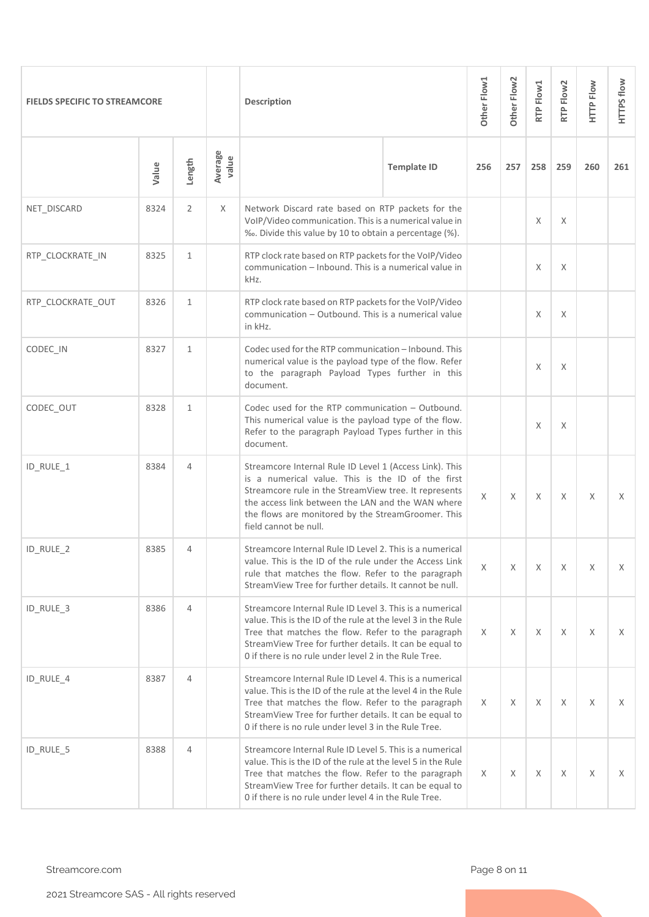| FIELDS SPECIFIC TO STREAMCORE | | | | Description | | Other Flow1 | Other Flow2 | RTP Flow1 | RTP Flow2 | HTTP Flow | HTTPS flow |
|---|---|---|---|---|---|---|---|---|---|---|---|
| | Value | Length | Average value | | Template ID | 256 | 257 | 258 | 259 | 260 | 261 |
| NET_DISCARD | 8324 | 2 | X | Network Discard rate based on RTP packets for the VoIP/Video communication. This is a numerical value in ‰. Divide this value by 10 to obtain a percentage (%). | | | | X | X | | |
| RTP_CLOCKRATE_IN | 8325 | 1 | | RTP clock rate based on RTP packets for the VoIP/Video communication – Inbound. This is a numerical value in kHz. | | | | X | X | | |
| RTP_CLOCKRATE_OUT | 8326 | 1 | | RTP clock rate based on RTP packets for the VoIP/Video communication – Outbound. This is a numerical value in kHz. | | | | X | X | | |
| CODEC_IN | 8327 | 1 | | Codec used for the RTP communication – Inbound. This numerical value is the payload type of the flow. Refer to the paragraph Payload Types further in this document. | | | | X | X | | |
| CODEC_OUT | 8328 | 1 | | Codec used for the RTP communication – Outbound. This numerical value is the payload type of the flow. Refer to the paragraph Payload Types further in this document. | | | | X | X | | |
| ID_RULE_1 | 8384 | 4 | | Streamcore Internal Rule ID Level 1 (Access Link). This is a numerical value. This is the ID of the first Streamcore rule in the StreamView tree. It represents the access link between the LAN and the WAN where the flows are monitored by the StreamGroomer. This field cannot be null. | | X | X | X | X | X | X |
| ID_RULE_2 | 8385 | 4 | | Streamcore Internal Rule ID Level 2. This is a numerical value. This is the ID of the rule under the Access Link rule that matches the flow. Refer to the paragraph StreamView Tree for further details. It cannot be null. | | X | X | X | X | X | X |
| ID_RULE_3 | 8386 | 4 | | Streamcore Internal Rule ID Level 3. This is a numerical value. This is the ID of the rule at the level 3 in the Rule Tree that matches the flow. Refer to the paragraph StreamView Tree for further details. It can be equal to 0 if there is no rule under level 2 in the Rule Tree. | | X | X | X | X | X | X |
| ID_RULE_4 | 8387 | 4 | | Streamcore Internal Rule ID Level 4. This is a numerical value. This is the ID of the rule at the level 4 in the Rule Tree that matches the flow. Refer to the paragraph StreamView Tree for further details. It can be equal to 0 if there is no rule under level 3 in the Rule Tree. | | X | X | X | X | X | X |
| ID_RULE_5 | 8388 | 4 | | Streamcore Internal Rule ID Level 5. This is a numerical value. This is the ID of the rule at the level 5 in the Rule Tree that matches the flow. Refer to the paragraph StreamView Tree for further details. It can be equal to 0 if there is no rule under level 4 in the Rule Tree. | | X | X | X | X | X | X |

Streamcore.com

2021 Streamcore SAS - All rights reserved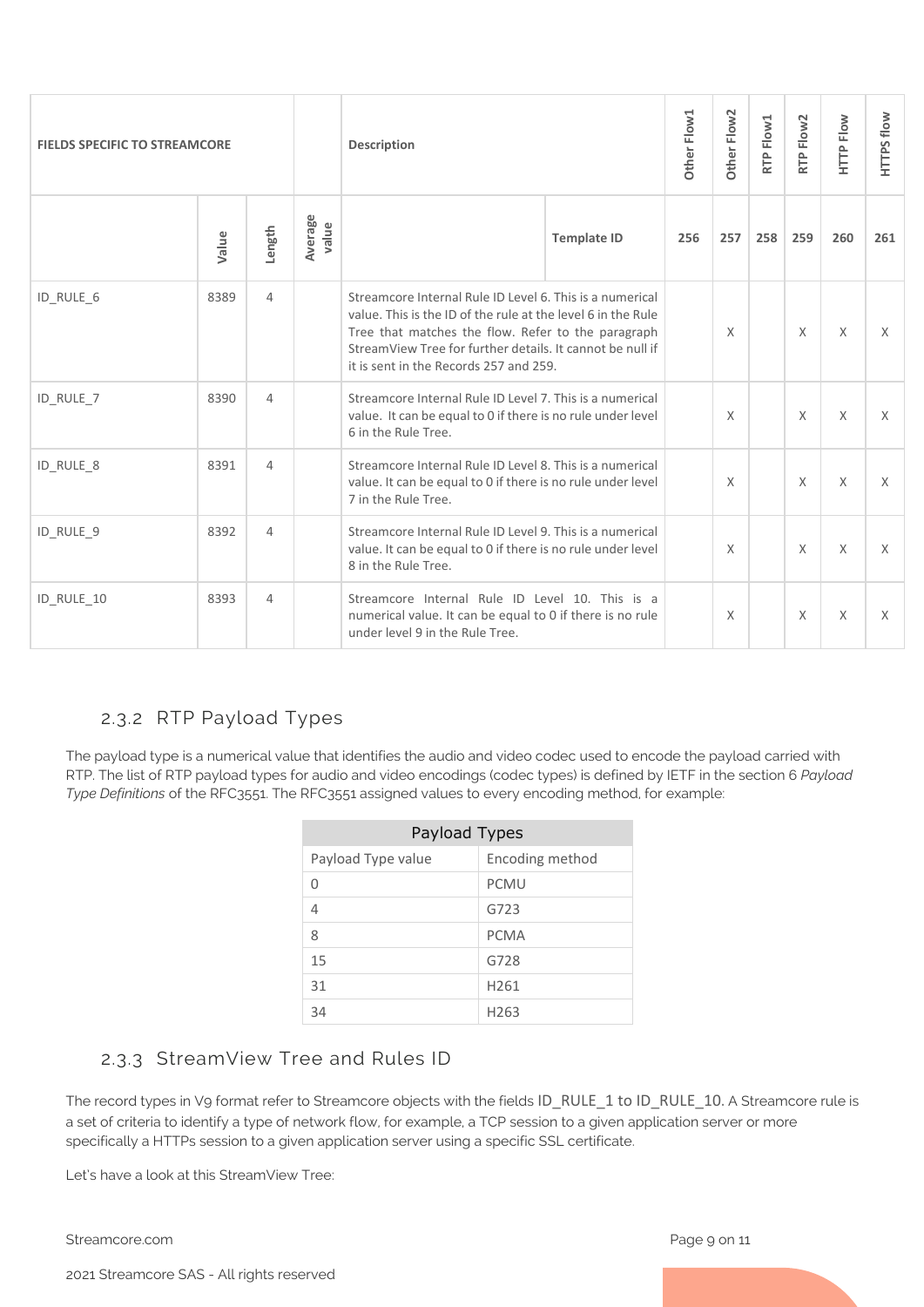| FIELDS SPECIFIC TO STREAMCORE | | | | Description | | Other Flow1 | Other Flow2 | RTP Flow1 | RTP Flow2 | HTTP Flow | HTTPS flow |
|---|---|---|---|---|---|---|---|---|---|---|---|
| | Value | Length | Average value | | Template ID | 256 | 257 | 258 | 259 | 260 | 261 |
| ID_RULE_6 | 8389 | 4 | | Streamcore Internal Rule ID Level 6. This is a numerical value. This is the ID of the rule at the level 6 in the Rule Tree that matches the flow. Refer to the paragraph StreamView Tree for further details. It cannot be null if it is sent in the Records 257 and 259. | | | X | | X | X | X |
| ID_RULE_7 | 8390 | 4 | | Streamcore Internal Rule ID Level 7. This is a numerical value. It can be equal to 0 if there is no rule under level 6 in the Rule Tree. | | | X | | X | X | X |
| ID_RULE_8 | 8391 | 4 | | Streamcore Internal Rule ID Level 8. This is a numerical value. It can be equal to 0 if there is no rule under level 7 in the Rule Tree. | | | X | | X | X | X |
| ID_RULE_9 | 8392 | 4 | | Streamcore Internal Rule ID Level 9. This is a numerical value. It can be equal to 0 if there is no rule under level 8 in the Rule Tree. | | | X | | X | X | X |
| ID_RULE_10 | 8393 | 4 | | Streamcore Internal Rule ID Level 10. This is a numerical value. It can be equal to 0 if there is no rule under level 9 in the Rule Tree. | | | X | | X | X | X |

### 2.3.2 RTP Payload Types

The payload type is a numerical value that identifies the audio and video codec used to encode the payload carried with RTP. The list of RTP payload types for audio and video encodings (codec types) is defined by IETF in the section 6 *Payload Type Definitions* of the RFC3551. The RFC3551 assigned values to every encoding method, for example:

| Payload Types | |
|---|---|
| Payload Type value | Encoding method |
| 0 | PCMU |
| 4 | G723 |
| 8 | PCMA |
| 15 | G728 |
| 31 | H261 |
| 34 | H263 |

### 2.3.3 StreamView Tree and Rules ID

The record types in V9 format refer to Streamcore objects with the fields ID_RULE_1 to ID_RULE_10. A Streamcore rule is a set of criteria to identify a type of network flow, for example, a TCP session to a given application server or more specifically a HTTPs session to a given application server using a specific SSL certificate.

Let's have a look at this StreamView Tree: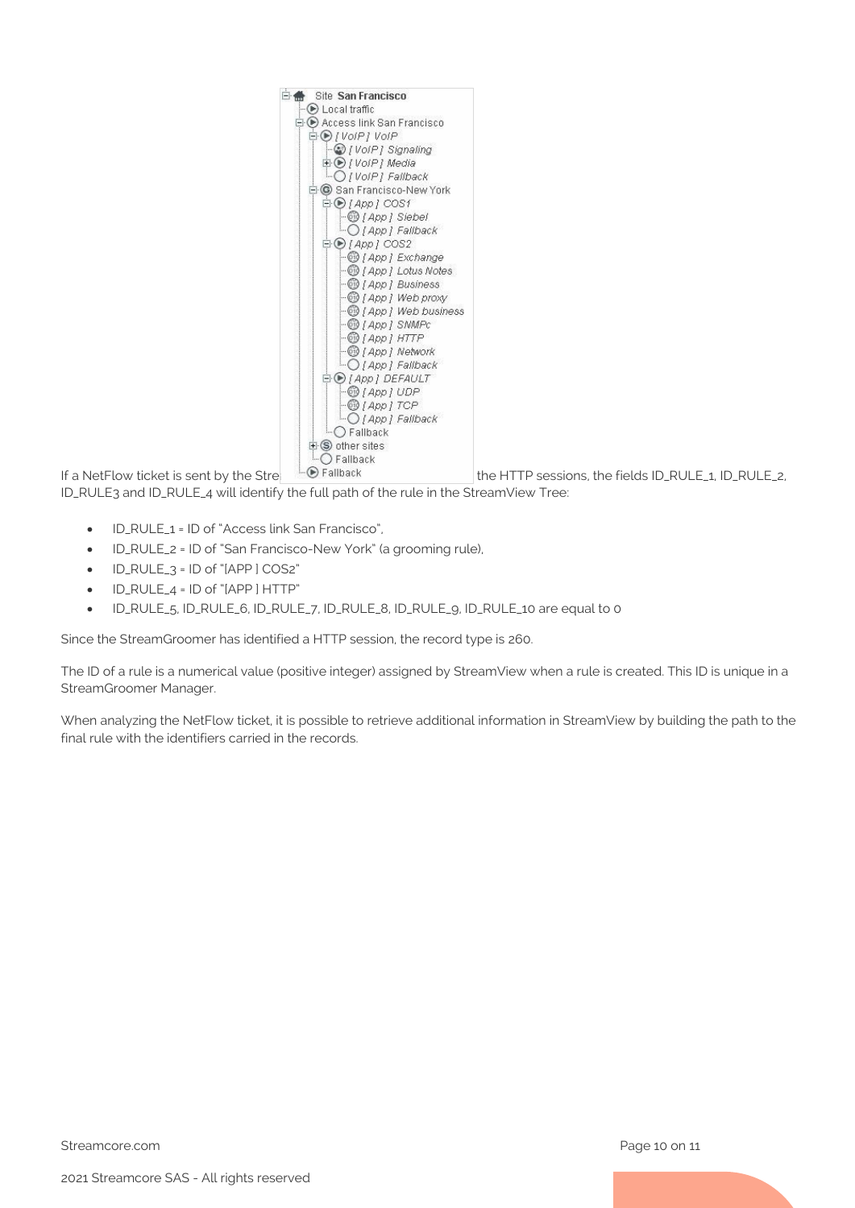```
Site San Francisco
├─ Local traffic
├─ Access link San Francisco
│  ├─ [VoIP] VoIP
│  │  ├─ [VoIP] Signaling
│  │  ├─ [VoIP] Media
│  │  └─ [VoIP] Fallback
│  ├─ San Francisco-New York
│  │  ├─ [App] COS1
│  │  │  ├─ [App] Siebel
│  │  │  └─ [App] Fallback
│  │  ├─ [App] COS2
│  │  │  ├─ [App] Exchange
│  │  │  ├─ [App] Lotus Notes
│  │  │  ├─ [App] Business
│  │  │  ├─ [App] Web proxy
│  │  │  ├─ [App] Web business
│  │  │  ├─ [App] SNMPc
│  │  │  ├─ [App] HTTP
│  │  │  ├─ [App] Network
│  │  │  └─ [App] Fallback
│  │  ├─ [App] DEFAULT
│  │  │  ├─ [App] UDP
│  │  │  ├─ [App] TCP
│  │  │  └─ [App] Fallback
│  │  └─ Fallback
│  ├─ other sites
│  └─ Fallback
└─ Fallback
```

If a NetFlow ticket is sent by the Stre[...] the HTTP sessions, the fields ID_RULE_1, ID_RULE_2, ID_RULE3 and ID_RULE_4 will identify the full path of the rule in the StreamView Tree:

- ID_RULE_1 = ID of "Access link San Francisco",
- ID_RULE_2 = ID of "San Francisco-New York" (a grooming rule),
- ID_RULE_3 = ID of "[APP ] COS2"
- ID_RULE_4 = ID of "[APP ] HTTP"
- ID_RULE_5, ID_RULE_6, ID_RULE_7, ID_RULE_8, ID_RULE_9, ID_RULE_10 are equal to 0

Since the StreamGroomer has identified a HTTP session, the record type is 260.

The ID of a rule is a numerical value (positive integer) assigned by StreamView when a rule is created. This ID is unique in a StreamGroomer Manager.

When analyzing the NetFlow ticket, it is possible to retrieve additional information in StreamView by building the path to the final rule with the identifiers carried in the records.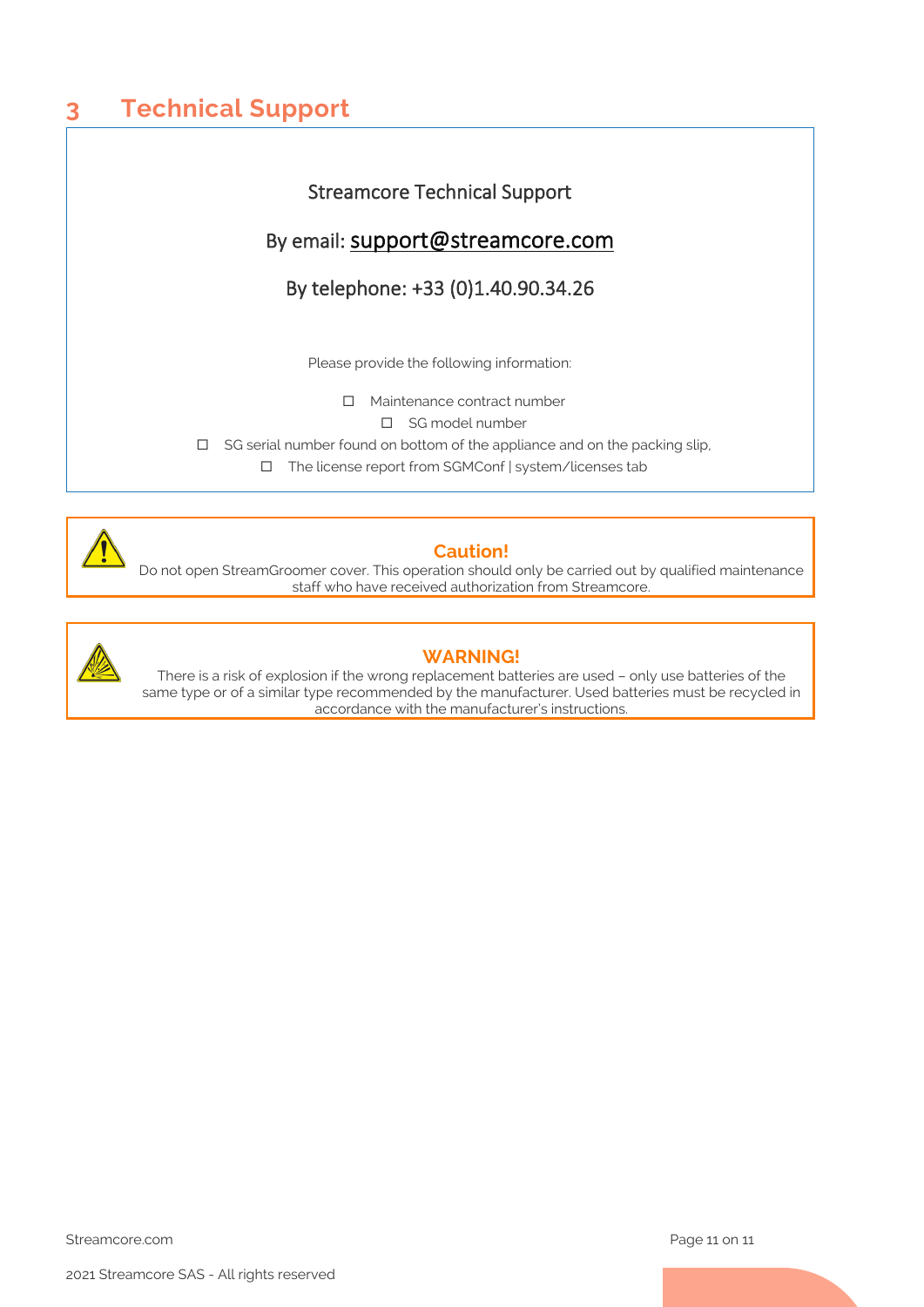# 3 Technical Support

Streamcore Technical Support

By email: support@streamcore.com

By telephone: +33 (0)1.40.90.34.26

Please provide the following information:

- ☐ Maintenance contract number
- ☐ SG model number
- ☐ SG serial number found on bottom of the appliance and on the packing slip,
- ☐ The license report from SGMConf | system/licenses tab

**Caution!**

Do not open StreamGroomer cover. This operation should only be carried out by qualified maintenance staff who have received authorization from Streamcore.

**WARNING!**

There is a risk of explosion if the wrong replacement batteries are used – only use batteries of the same type or of a similar type recommended by the manufacturer. Used batteries must be recycled in accordance with the manufacturer's instructions.